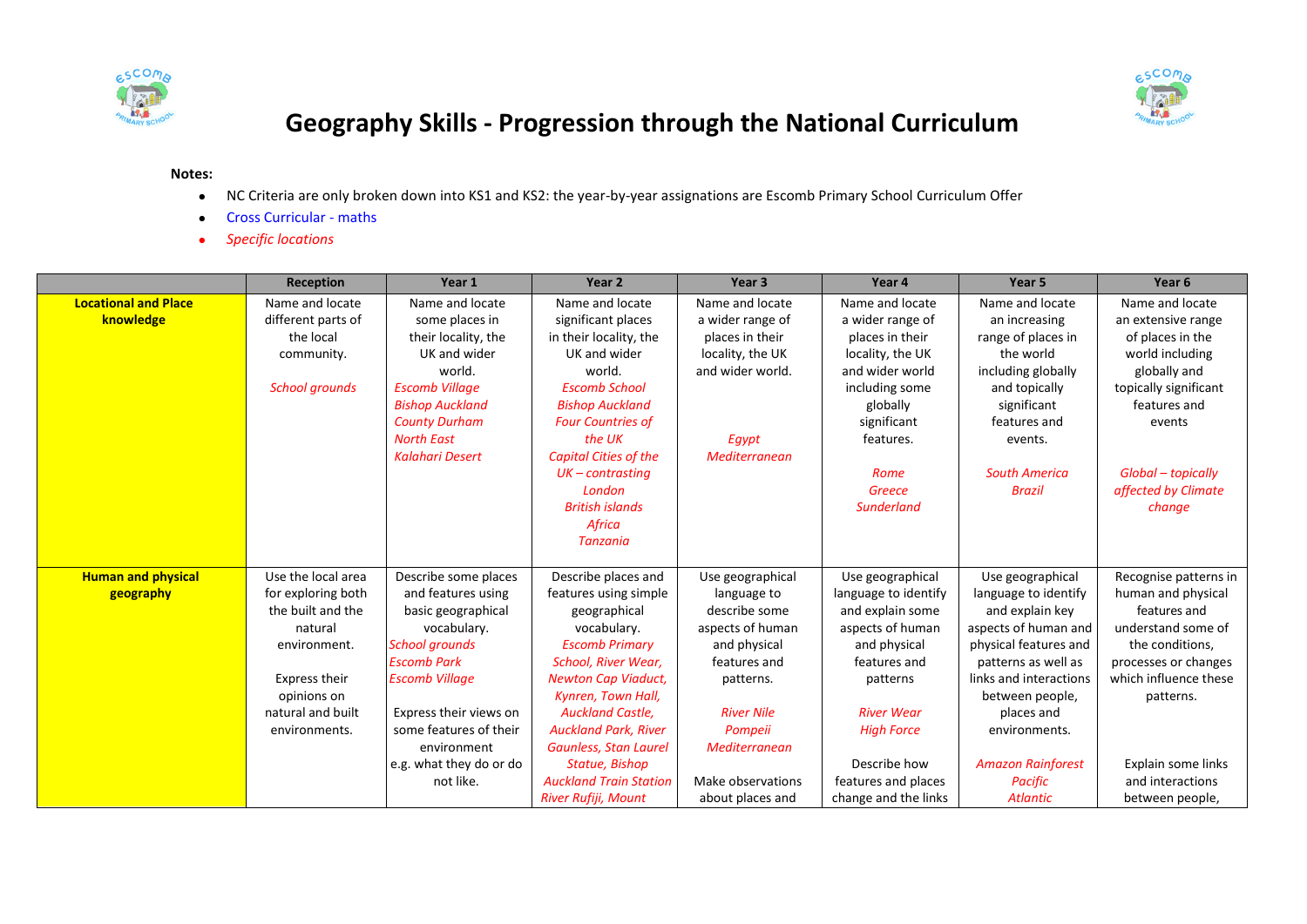# Geography Skills - Progression through the National Curriculum

**Notes:**

- NC Criteria are only broken down into KS1 and KS2: the year-by-year assignations are Escomb Primary School Curriculum Offer
- Cross Curricular - maths
- *Specific locations*

| | Reception | Year 1 | Year 2 | Year 3 | Year 4 | Year 5 | Year 6 |
|---|---|---|---|---|---|---|---|
| **Locational and Place knowledge** | Name and locate different parts of the local community. *School grounds* | Name and locate some places in their locality, the UK and wider world. *Escomb Village* *Bishop Auckland* *County Durham* *North East* *Kalahari Desert* | Name and locate significant places in their locality, the UK and wider world. *Escomb School* *Bishop Auckland* *Four Countries of the UK* *Capital Cities of the UK – contrasting London* *British islands* *Africa* *Tanzania* | Name and locate a wider range of places in their locality, the UK and wider world. *Egypt* *Mediterranean* | Name and locate a wider range of places in their locality, the UK and wider world including some globally significant features. *Rome* *Greece* *Sunderland* | Name and locate an increasing range of places in the world including globally and topically significant features and events. *South America* *Brazil* | Name and locate an extensive range of places in the world including globally and topically significant features and events *Global – topically affected by Climate change* |
| **Human and physical geography** | Use the local area for exploring both the built and the natural environment. Express their opinions on natural and built environments. | Describe some places and features using basic geographical vocabulary. *School grounds* *Escomb Park* *Escomb Village* Express their views on some features of their environment e.g. what they do or do not like. | Describe places and features using simple geographical vocabulary. *Escomb Primary School, River Wear, Newton Cap Viaduct, Kynren, Town Hall, Auckland Castle, Auckland Park, River Gaunless, Stan Laurel Statue, Bishop Auckland Train Station River Rufiji, Mount* | Use geographical language to describe some aspects of human and physical features and patterns. *River Nile* *Pompeii* *Mediterranean* Make observations about places and | Use geographical language to identify and explain some aspects of human and physical features and patterns *River Wear* *High Force* Describe how features and places change and the links | Use geographical language to identify and explain key aspects of human and physical features and patterns as well as links and interactions between people, places and environments. *Amazon Rainforest* *Pacific* *Atlantic* | Recognise patterns in human and physical features and understand some of the conditions, processes or changes which influence these patterns. Explain some links and interactions between people, |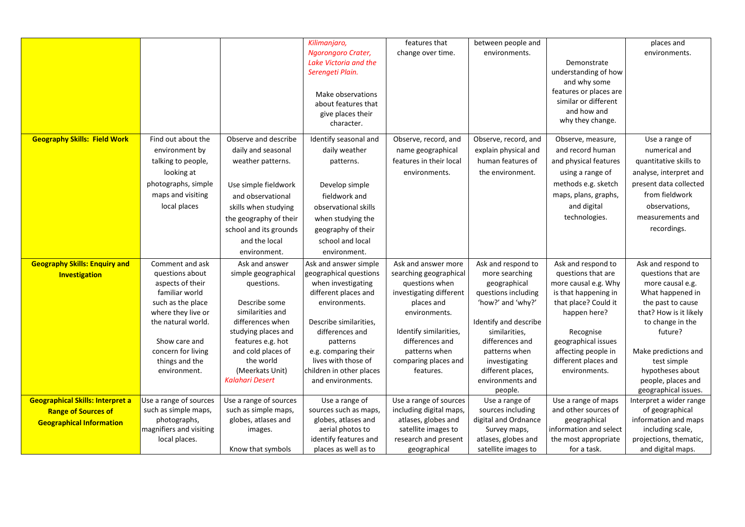| | | | | | | | |
|---|---|---|---|---|---|---|---|
| | | | *Kilimanjaro, Ngorongoro Crater, Lake Victoria and the Serengeti Plain.* <br><br> Make observations about features that give places their character. | features that change over time. | between people and environments. | Demonstrate understanding of how and why some features or places are similar or different and how and why they change. | places and environments. |
| **Geography Skills: Field Work** | Find out about the environment by talking to people, looking at photographs, simple maps and visiting local places | Observe and describe daily and seasonal weather patterns. <br><br> Use simple fieldwork and observational skills when studying the geography of their school and its grounds and the local environment. | Identify seasonal and daily weather patterns. <br><br> Develop simple fieldwork and observational skills when studying the geography of their school and local environment. | Observe, record, and name geographical features in their local environments. | Observe, record, and explain physical and human features of the environment. | Observe, measure, and record human and physical features using a range of methods e.g. sketch maps, plans, graphs, and digital technologies. | Use a range of numerical and quantitative skills to analyse, interpret and present data collected from fieldwork observations, measurements and recordings. |
| **Geography Skills: Enquiry and Investigation** | Comment and ask questions about aspects of their familiar world such as the place where they live or the natural world. <br><br> Show care and concern for living things and the environment. | Ask and answer simple geographical questions. <br><br> Describe some similarities and differences when studying places and features e.g. hot and cold places of the world (Meerkats Unit) *Kalahari Desert* | Ask and answer simple geographical questions when investigating different places and environments. <br><br> Describe similarities, differences and patterns e.g. comparing their lives with those of children in other places and environments. | Ask and answer more searching geographical questions when investigating different places and environments. <br><br> Identify similarities, differences and patterns when comparing places and features. | Ask and respond to more searching geographical questions including 'how?' and 'why?' <br><br> Identify and describe similarities, differences and patterns when investigating different places, environments and people. | Ask and respond to questions that are more causal e.g. Why is that happening in that place? Could it happen here? <br><br> Recognise geographical issues affecting people in different places and environments. | Ask and respond to questions that are more causal e.g. What happened in the past to cause that? How is it likely to change in the future? <br><br> Make predictions and test simple hypotheses about people, places and geographical issues. |
| **Geographical Skills: Interpret a Range of Sources of Geographical Information** | Use a range of sources such as simple maps, photographs, magnifiers and visiting local places. | Use a range of sources such as simple maps, globes, atlases and images. <br><br> Know that symbols | Use a range of sources such as maps, globes, atlases and aerial photos to identify features and places as well as to | Use a range of sources including digital maps, atlases, globes and satellite images to research and present geographical | Use a range of sources including digital and Ordnance Survey maps, atlases, globes and satellite images to | Use a range of maps and other sources of geographical information and select the most appropriate for a task. | Interpret a wider range of geographical information and maps including scale, projections, thematic, and digital maps. |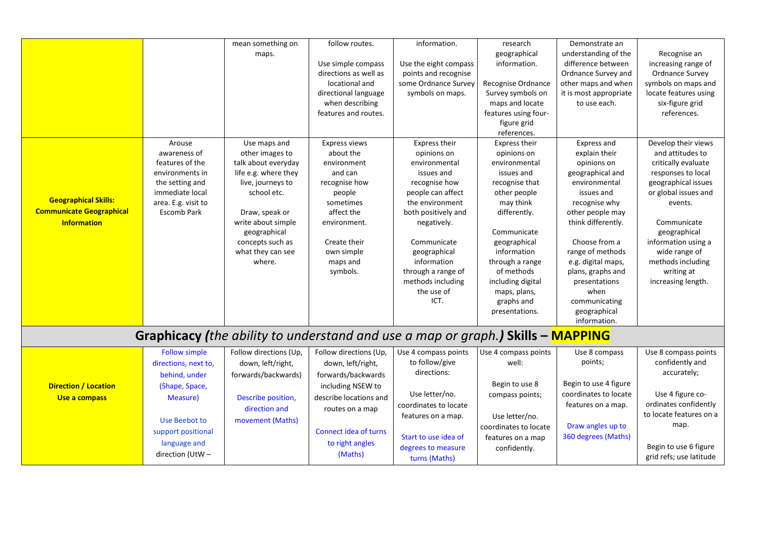| | | | | | | | |
|---|---|---|---|---|---|---|---|
| | | mean something on maps. | follow routes.<br><br>Use simple compass directions as well as locational and directional language when describing features and routes. | information.<br><br>Use the eight compass points and recognise some Ordnance Survey symbols on maps. | research geographical information.<br><br>Recognise Ordnance Survey symbols on maps and locate features using four-figure grid references. | Demonstrate an understanding of the difference between Ordnance Survey and other maps and when it is most appropriate to use each. | Recognise an increasing range of Ordnance Survey symbols on maps and locate features using six-figure grid references. |
| **Geographical Skills: Communicate Geographical Information** | Arouse awareness of features of the environments in the setting and immediate local area. E.g. visit to Escomb Park | Use maps and other images to talk about everyday life e.g. where they live, journeys to school etc.<br><br>Draw, speak or write about simple geographical concepts such as what they can see where. | Express views about the environment and can recognise how people sometimes affect the environment.<br><br>Create their own simple maps and symbols. | Express their opinions on environmental issues and recognise how people can affect the environment both positively and negatively.<br><br>Communicate geographical information through a range of methods including the use of ICT. | Express their opinions on environmental issues and recognise that other people may think differently.<br><br>Communicate geographical information through a range of methods including digital maps, plans, graphs and presentations. | Express and explain their opinions on geographical and environmental issues and recognise why other people may think differently.<br><br>Choose from a range of methods e.g. digital maps, plans, graphs and presentations when communicating geographical information. | Develop their views and attitudes to critically evaluate responses to local geographical issues or global issues and events.<br><br>Communicate geographical information using a wide range of methods including writing at increasing length. |

## Graphicacy *(the ability to understand and use a map or graph.)* Skills – MAPPING

| | | | | | | | |
|---|---|---|---|---|---|---|---|
| **Direction / Location Use a compass** | Follow simple directions, next to, behind, under (Shape, Space, Measure)<br><br>Use Beebot to support positional language and direction (UtW – | Follow directions (Up, down, left/right, forwards/backwards)<br><br>Describe position, direction and movement (Maths) | Follow directions (Up, down, left/right, forwards/backwards including NSEW to describe locations and routes on a map<br><br>Connect idea of turns to right angles (Maths) | Use 4 compass points to follow/give directions:<br><br>Use letter/no. coordinates to locate features on a map.<br><br>Start to use idea of degrees to measure turns (Maths) | Use 4 compass points well:<br><br>Begin to use 8 compass points;<br><br>Use letter/no. coordinates to locate features on a map confidently. | Use 8 compass points;<br><br>Begin to use 4 figure coordinates to locate features on a map.<br><br>Draw angles up to 360 degrees (Maths) | Use 8 compass points confidently and accurately;<br><br>Use 4 figure co-ordinates confidently to locate features on a map.<br><br>Begin to use 6 figure grid refs; use latitude |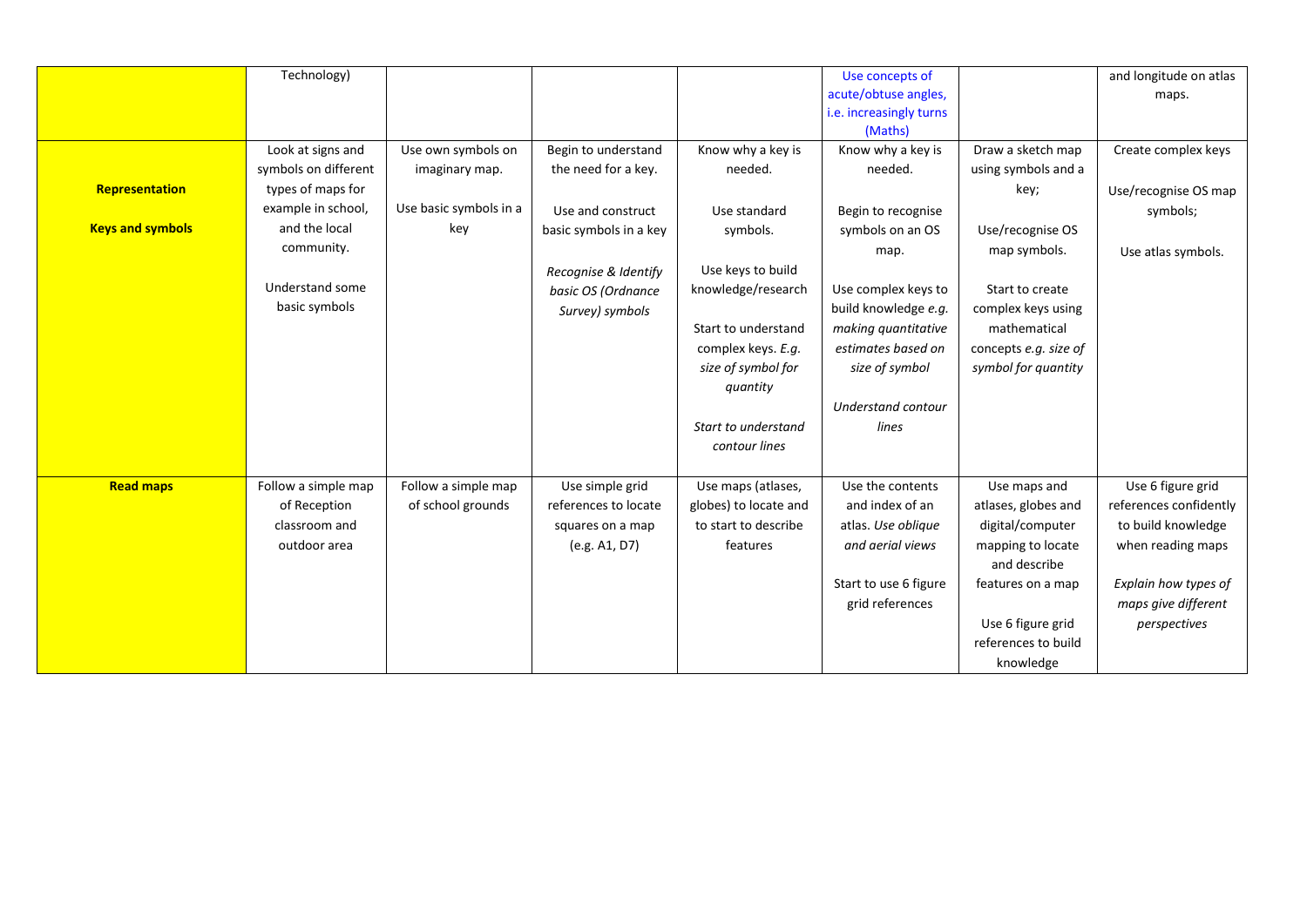| | | | | | | | |
|---|---|---|---|---|---|---|---|
| | Technology) | | | | Use concepts of acute/obtuse angles, i.e. increasingly turns (Maths) | | and longitude on atlas maps. |
| **Representation**<br><br>**Keys and symbols** | Look at signs and symbols on different types of maps for example in school, and the local community.<br><br>Understand some basic symbols | Use own symbols on imaginary map.<br><br>Use basic symbols in a key | Begin to understand the need for a key.<br><br>Use and construct basic symbols in a key<br><br>*Recognise & Identify basic OS (Ordnance Survey) symbols* | Know why a key is needed.<br><br>Use standard symbols.<br><br>Use keys to build knowledge/research<br><br>Start to understand complex keys. *E.g. size of symbol for quantity*<br><br>*Start to understand contour lines* | Know why a key is needed.<br><br>Begin to recognise symbols on an OS map.<br><br>Use complex keys to build knowledge *e.g. making quantitative estimates based on size of symbol*<br><br>*Understand contour lines* | Draw a sketch map using symbols and a key;<br><br>Use/recognise OS map symbols.<br><br>Start to create complex keys using mathematical concepts *e.g. size of symbol for quantity* | Create complex keys<br><br>Use/recognise OS map symbols;<br><br>Use atlas symbols. |
| **Read maps** | Follow a simple map of Reception classroom and outdoor area | Follow a simple map of school grounds | Use simple grid references to locate squares on a map (e.g. A1, D7) | Use maps (atlases, globes) to locate and to start to describe features | Use the contents and index of an atlas. *Use oblique and aerial views*<br><br>Start to use 6 figure grid references | Use maps and atlases, globes and digital/computer mapping to locate and describe features on a map<br><br>Use 6 figure grid references to build knowledge | Use 6 figure grid references confidently to build knowledge when reading maps<br><br>*Explain how types of maps give different perspectives* |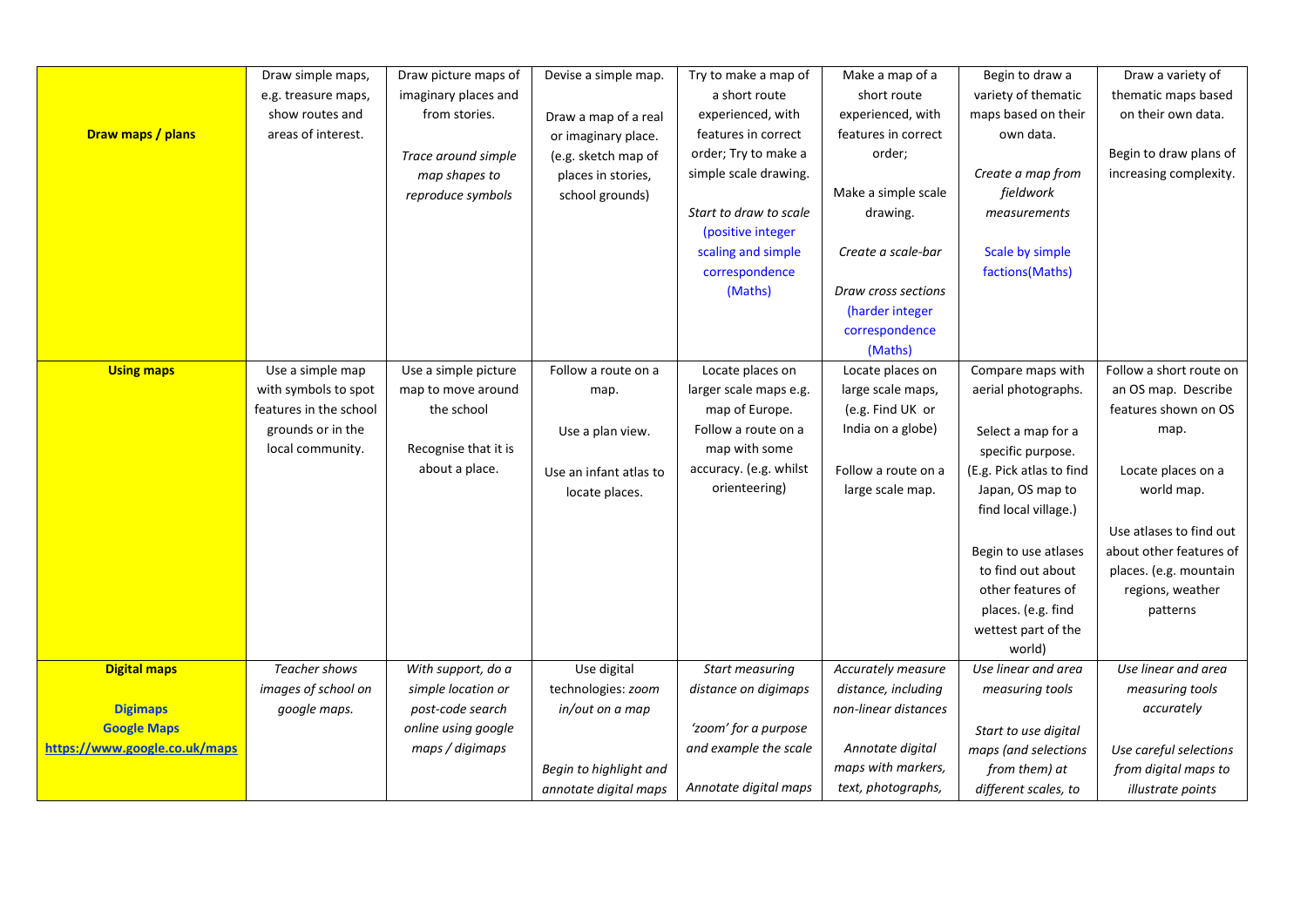| | | | | | | | |
|---|---|---|---|---|---|---|---|
| **Draw maps / plans** | Draw simple maps, e.g. treasure maps, show routes and areas of interest. | Draw picture maps of imaginary places and from stories.<br><br>*Trace around simple map shapes to reproduce symbols* | Devise a simple map.<br><br>Draw a map of a real or imaginary place. (e.g. sketch map of places in stories, school grounds) | Try to make a map of a short route experienced, with features in correct order; Try to make a simple scale drawing.<br><br>*Start to draw to scale* (positive integer scaling and simple correspondence (Maths) | Make a map of a short route experienced, with features in correct order;<br><br>Make a simple scale drawing.<br><br>*Create a scale-bar*<br><br>*Draw cross sections* (harder integer correspondence (Maths) | Begin to draw a variety of thematic maps based on their own data.<br><br>*Create a map from fieldwork measurements*<br><br>Scale by simple factions(Maths) | Draw a variety of thematic maps based on their own data.<br><br>Begin to draw plans of increasing complexity. |
| **Using maps** | Use a simple map with symbols to spot features in the school grounds or in the local community. | Use a simple picture map to move around the school<br><br>Recognise that it is about a place. | Follow a route on a map.<br><br>Use a plan view.<br><br>Use an infant atlas to locate places. | Locate places on larger scale maps e.g. map of Europe.<br>Follow a route on a map with some accuracy. (e.g. whilst orienteering) | Locate places on large scale maps, (e.g. Find UK or India on a globe)<br><br>Follow a route on a large scale map. | Compare maps with aerial photographs.<br><br>Select a map for a specific purpose. (E.g. Pick atlas to find Japan, OS map to find local village.)<br><br>Begin to use atlases to find out about other features of places. (e.g. find wettest part of the world) | Follow a short route on an OS map. Describe features shown on OS map.<br><br>Locate places on a world map.<br><br>Use atlases to find out about other features of places. (e.g. mountain regions, weather patterns |
| **Digital maps**<br><br>**Digimaps**<br>**Google Maps**<br>**https://www.google.co.uk/maps** | *Teacher shows images of school on google maps.* | *With support, do a simple location or post-code search online using google maps / digimaps* | Use digital technologies: *zoom in/out on a map*<br><br>*Begin to highlight and annotate digital maps* | *Start measuring distance on digimaps*<br><br>*'zoom' for a purpose and example the scale*<br><br>*Annotate digital maps* | *Accurately measure distance, including non-linear distances*<br><br>*Annotate digital maps with markers, text, photographs,* | *Use linear and area measuring tools*<br><br>*Start to use digital maps (and selections from them) at different scales, to* | *Use linear and area measuring tools accurately*<br><br>*Use careful selections from digital maps to illustrate points* |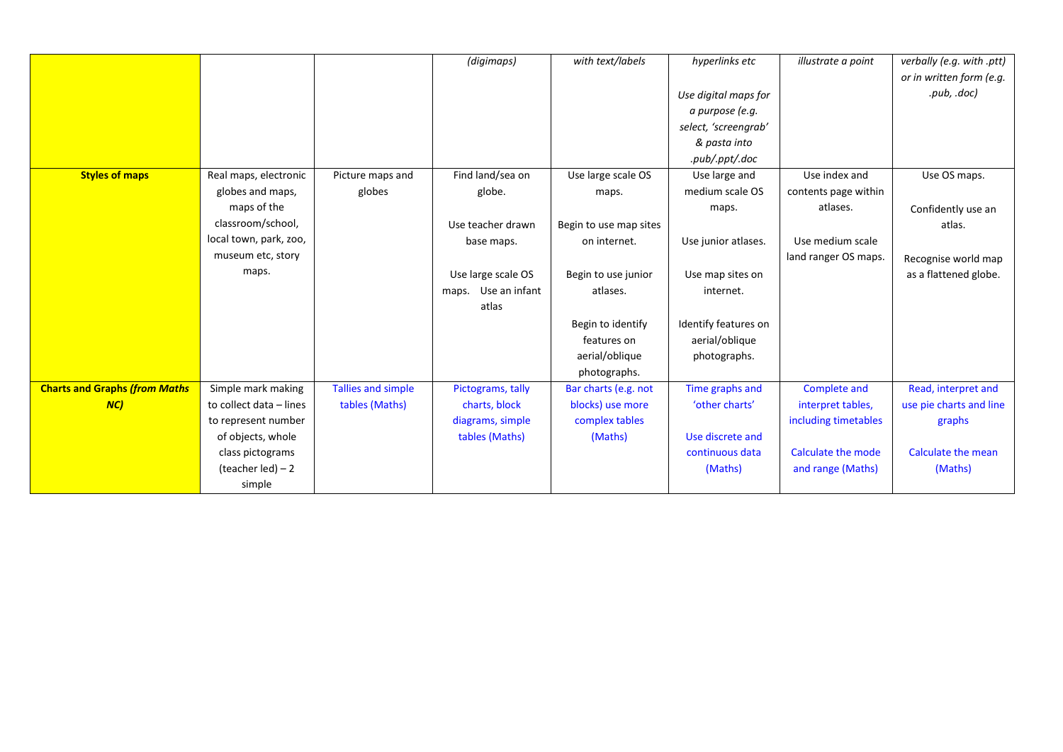| | | | | | | | |
|---|---|---|---|---|---|---|---|
| | | | *(digimaps)* | *with text/labels* | *hyperlinks etc*<br><br>*Use digital maps for a purpose (e.g. select, 'screengrab' & pasta into .pub/.ppt/.doc* | *illustrate a point* | *verbally (e.g. with .ptt) or in written form (e.g. .pub, .doc)* |
| **Styles of maps** | Real maps, electronic globes and maps, maps of the classroom/school, local town, park, zoo, museum etc, story maps. | Picture maps and globes | Find land/sea on globe.<br><br>Use teacher drawn base maps.<br><br>Use large scale OS maps. Use an infant atlas | Use large scale OS maps.<br><br>Begin to use map sites on internet.<br><br>Begin to use junior atlases.<br><br>Begin to identify features on aerial/oblique photographs. | Use large and medium scale OS maps.<br><br>Use junior atlases.<br><br>Use map sites on internet.<br><br>Identify features on aerial/oblique photographs. | Use index and contents page within atlases.<br><br>Use medium scale land ranger OS maps. | Use OS maps.<br><br>Confidently use an atlas.<br><br>Recognise world map as a flattened globe. |
| **Charts and Graphs *(from Maths NC)*** | Simple mark making to collect data – lines to represent number of objects, whole class pictograms (teacher led) – 2 simple | Tallies and simple tables (Maths) | Pictograms, tally charts, block diagrams, simple tables (Maths) | Bar charts (e.g. not blocks) use more complex tables (Maths) | Time graphs and 'other charts'<br><br>Use discrete and continuous data (Maths) | Complete and interpret tables, including timetables<br><br>Calculate the mode and range (Maths) | Read, interpret and use pie charts and line graphs<br><br>Calculate the mean (Maths) |